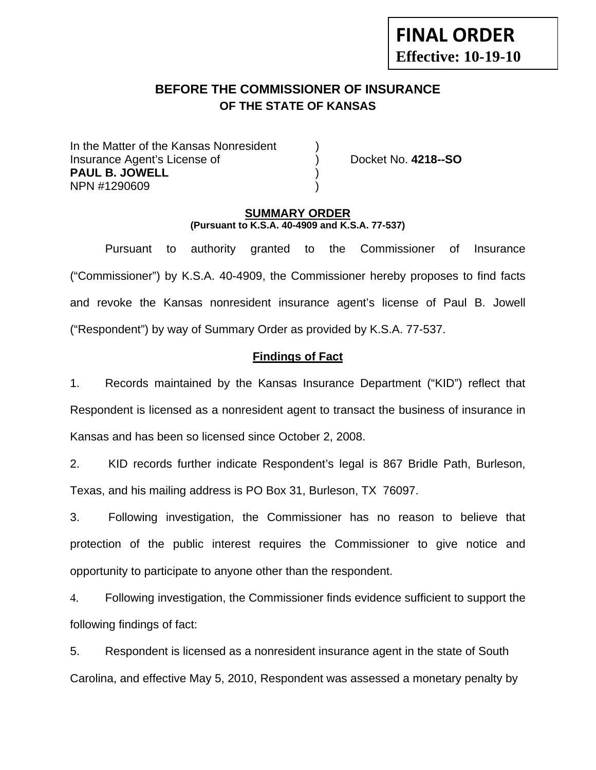**FINAL ORDER**
**Effective: 10-19-10**

# BEFORE THE COMMISSIONER OF INSURANCE
## OF THE STATE OF KANSAS

In the Matter of the Kansas Nonresident )
Insurance Agent's License of ) Docket No. **4218--SO**
**PAUL B. JOWELL** )
NPN #1290609 )

**SUMMARY ORDER**
**(Pursuant to K.S.A. 40-4909 and K.S.A. 77-537)**

Pursuant to authority granted to the Commissioner of Insurance ("Commissioner") by K.S.A. 40-4909, the Commissioner hereby proposes to find facts and revoke the Kansas nonresident insurance agent's license of Paul B. Jowell ("Respondent") by way of Summary Order as provided by K.S.A. 77-537.

**Findings of Fact**

1. Records maintained by the Kansas Insurance Department ("KID") reflect that Respondent is licensed as a nonresident agent to transact the business of insurance in Kansas and has been so licensed since October 2, 2008.

2. KID records further indicate Respondent's legal is 867 Bridle Path, Burleson, Texas, and his mailing address is PO Box 31, Burleson, TX 76097.

3. Following investigation, the Commissioner has no reason to believe that protection of the public interest requires the Commissioner to give notice and opportunity to participate to anyone other than the respondent.

4. Following investigation, the Commissioner finds evidence sufficient to support the following findings of fact:

5. Respondent is licensed as a nonresident insurance agent in the state of South Carolina, and effective May 5, 2010, Respondent was assessed a monetary penalty by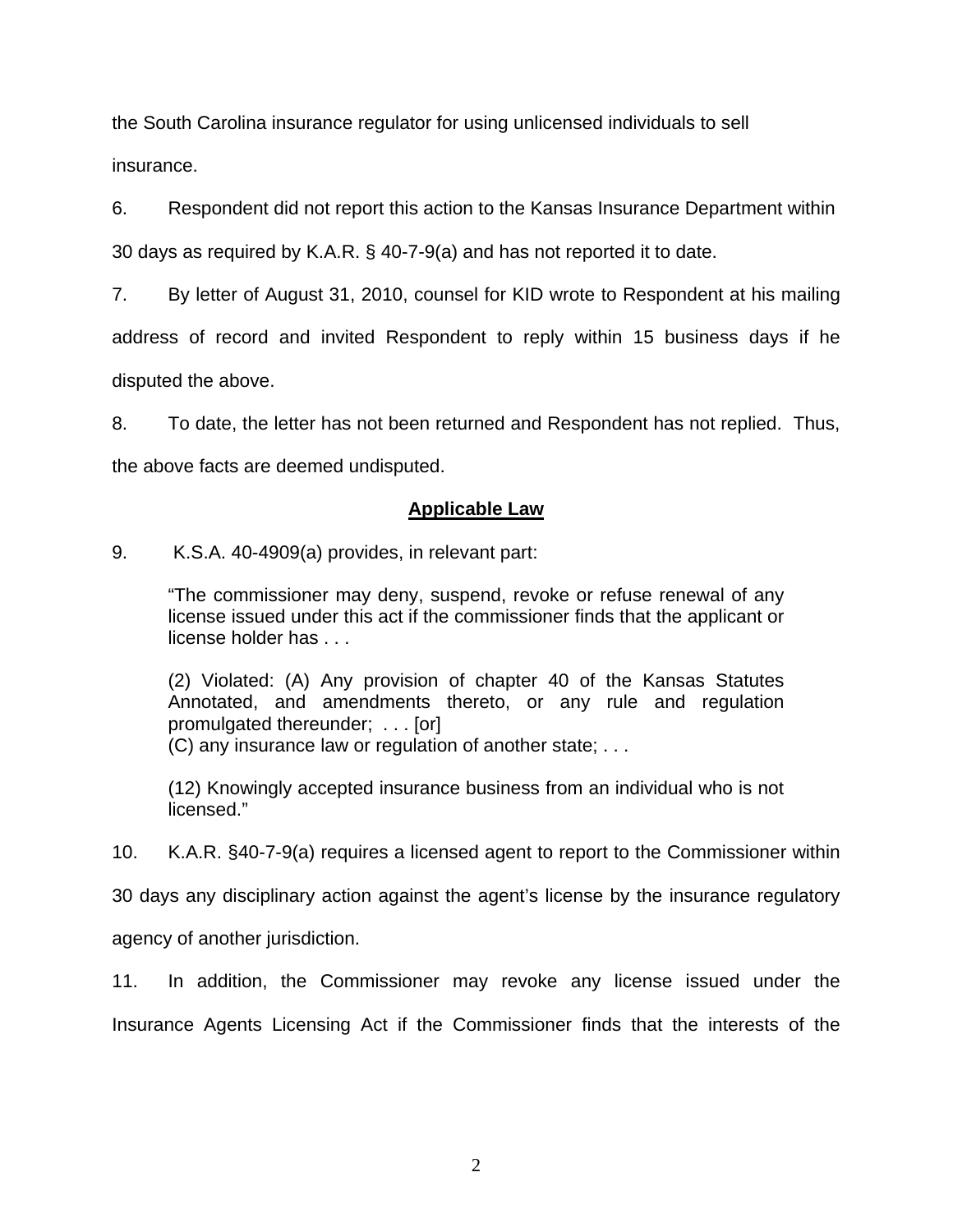the South Carolina insurance regulator for using unlicensed individuals to sell insurance.

6. Respondent did not report this action to the Kansas Insurance Department within 30 days as required by K.A.R. § 40-7-9(a) and has not reported it to date.

7. By letter of August 31, 2010, counsel for KID wrote to Respondent at his mailing address of record and invited Respondent to reply within 15 business days if he disputed the above.

8. To date, the letter has not been returned and Respondent has not replied. Thus, the above facts are deemed undisputed.

## Applicable Law

9. K.S.A. 40-4909(a) provides, in relevant part:

> "The commissioner may deny, suspend, revoke or refuse renewal of any license issued under this act if the commissioner finds that the applicant or license holder has . . .
>
> (2) Violated: (A) Any provision of chapter 40 of the Kansas Statutes Annotated, and amendments thereto, or any rule and regulation promulgated thereunder; . . . [or]
> (C) any insurance law or regulation of another state; . . .
>
> (12) Knowingly accepted insurance business from an individual who is not licensed."

10. K.A.R. §40-7-9(a) requires a licensed agent to report to the Commissioner within 30 days any disciplinary action against the agent's license by the insurance regulatory agency of another jurisdiction.

11. In addition, the Commissioner may revoke any license issued under the Insurance Agents Licensing Act if the Commissioner finds that the interests of the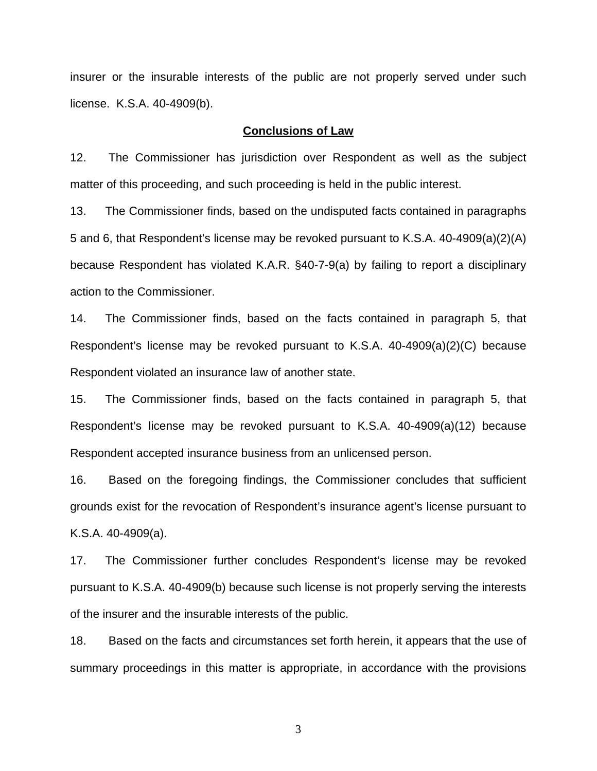insurer or the insurable interests of the public are not properly served under such license. K.S.A. 40-4909(b).

## Conclusions of Law

12. The Commissioner has jurisdiction over Respondent as well as the subject matter of this proceeding, and such proceeding is held in the public interest.

13. The Commissioner finds, based on the undisputed facts contained in paragraphs 5 and 6, that Respondent's license may be revoked pursuant to K.S.A. 40-4909(a)(2)(A) because Respondent has violated K.A.R. §40-7-9(a) by failing to report a disciplinary action to the Commissioner.

14. The Commissioner finds, based on the facts contained in paragraph 5, that Respondent's license may be revoked pursuant to K.S.A. 40-4909(a)(2)(C) because Respondent violated an insurance law of another state.

15. The Commissioner finds, based on the facts contained in paragraph 5, that Respondent's license may be revoked pursuant to K.S.A. 40-4909(a)(12) because Respondent accepted insurance business from an unlicensed person.

16. Based on the foregoing findings, the Commissioner concludes that sufficient grounds exist for the revocation of Respondent's insurance agent's license pursuant to K.S.A. 40-4909(a).

17. The Commissioner further concludes Respondent's license may be revoked pursuant to K.S.A. 40-4909(b) because such license is not properly serving the interests of the insurer and the insurable interests of the public.

18. Based on the facts and circumstances set forth herein, it appears that the use of summary proceedings in this matter is appropriate, in accordance with the provisions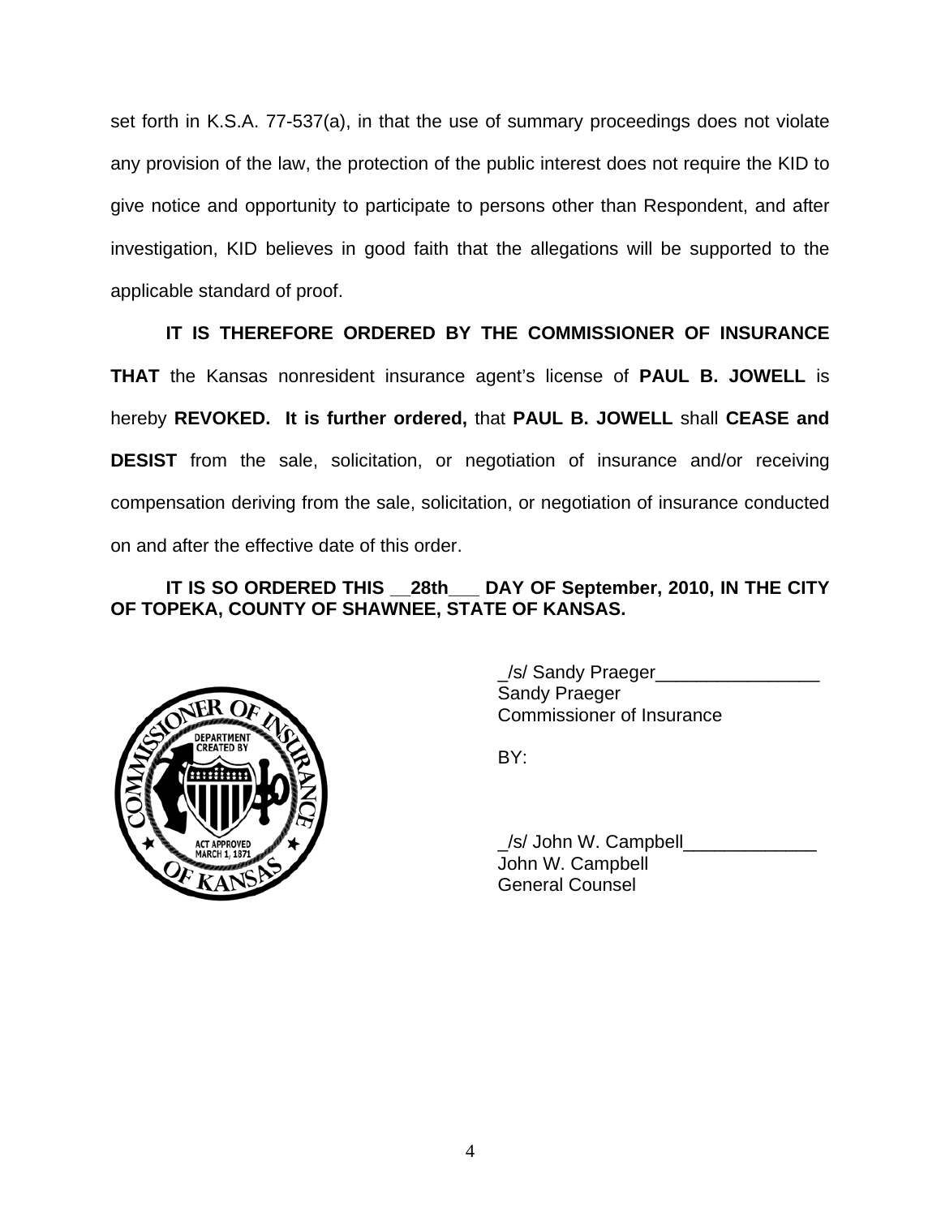set forth in K.S.A. 77-537(a), in that the use of summary proceedings does not violate any provision of the law, the protection of the public interest does not require the KID to give notice and opportunity to participate to persons other than Respondent, and after investigation, KID believes in good faith that the allegations will be supported to the applicable standard of proof.

**IT IS THEREFORE ORDERED BY THE COMMISSIONER OF INSURANCE THAT** the Kansas nonresident insurance agent's license of **PAUL B. JOWELL** is hereby **REVOKED.** **It is further ordered,** that **PAUL B. JOWELL** shall **CEASE and DESIST** from the sale, solicitation, or negotiation of insurance and/or receiving compensation deriving from the sale, solicitation, or negotiation of insurance conducted on and after the effective date of this order.

**IT IS SO ORDERED THIS __28th___ DAY OF September, 2010, IN THE CITY OF TOPEKA, COUNTY OF SHAWNEE, STATE OF KANSAS.**

_/s/ Sandy Praeger________________
Sandy Praeger
Commissioner of Insurance

BY:

_/s/ John W. Campbell_____________
John W. Campbell
General Counsel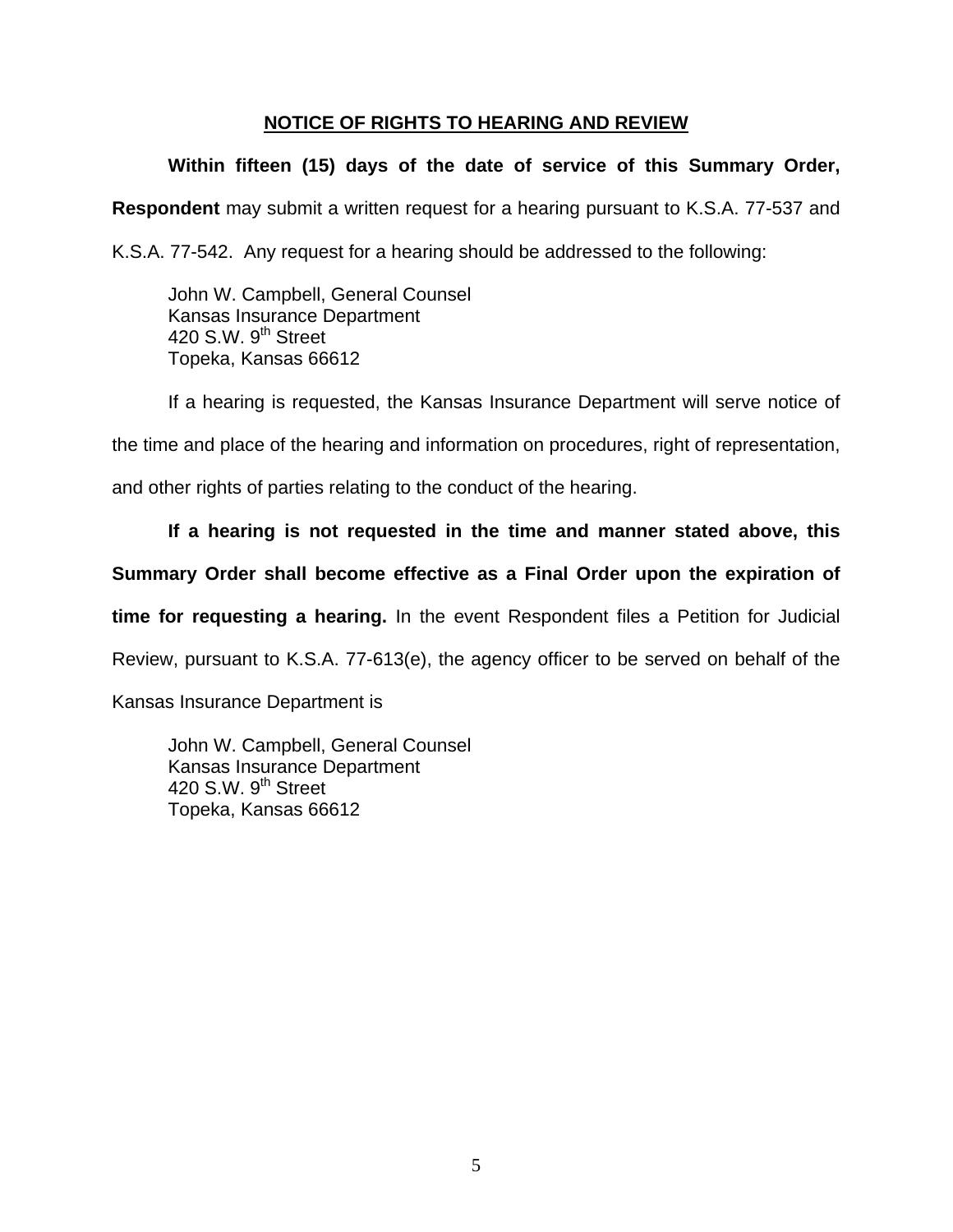## NOTICE OF RIGHTS TO HEARING AND REVIEW

**Within fifteen (15) days of the date of service of this Summary Order, Respondent** may submit a written request for a hearing pursuant to K.S.A. 77-537 and K.S.A. 77-542. Any request for a hearing should be addressed to the following:

John W. Campbell, General Counsel
Kansas Insurance Department
420 S.W. 9th Street
Topeka, Kansas 66612

If a hearing is requested, the Kansas Insurance Department will serve notice of the time and place of the hearing and information on procedures, right of representation, and other rights of parties relating to the conduct of the hearing.

**If a hearing is not requested in the time and manner stated above, this Summary Order shall become effective as a Final Order upon the expiration of time for requesting a hearing.** In the event Respondent files a Petition for Judicial Review, pursuant to K.S.A. 77-613(e), the agency officer to be served on behalf of the Kansas Insurance Department is

John W. Campbell, General Counsel
Kansas Insurance Department
420 S.W. 9th Street
Topeka, Kansas 66612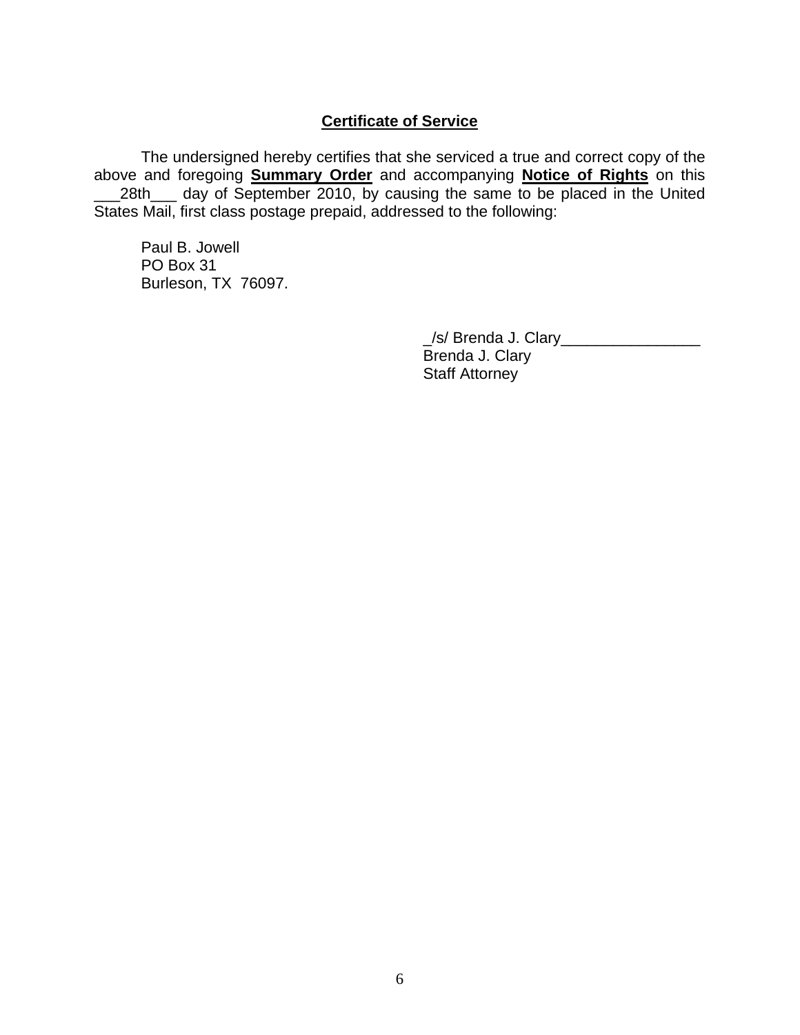**Certificate of Service**

The undersigned hereby certifies that she serviced a true and correct copy of the above and foregoing **Summary Order** and accompanying **Notice of Rights** on this ___28th___ day of September 2010, by causing the same to be placed in the United States Mail, first class postage prepaid, addressed to the following:

Paul B. Jowell  
PO Box 31  
Burleson, TX 76097.

_/s/ Brenda J. Clary________________  
Brenda J. Clary  
Staff Attorney